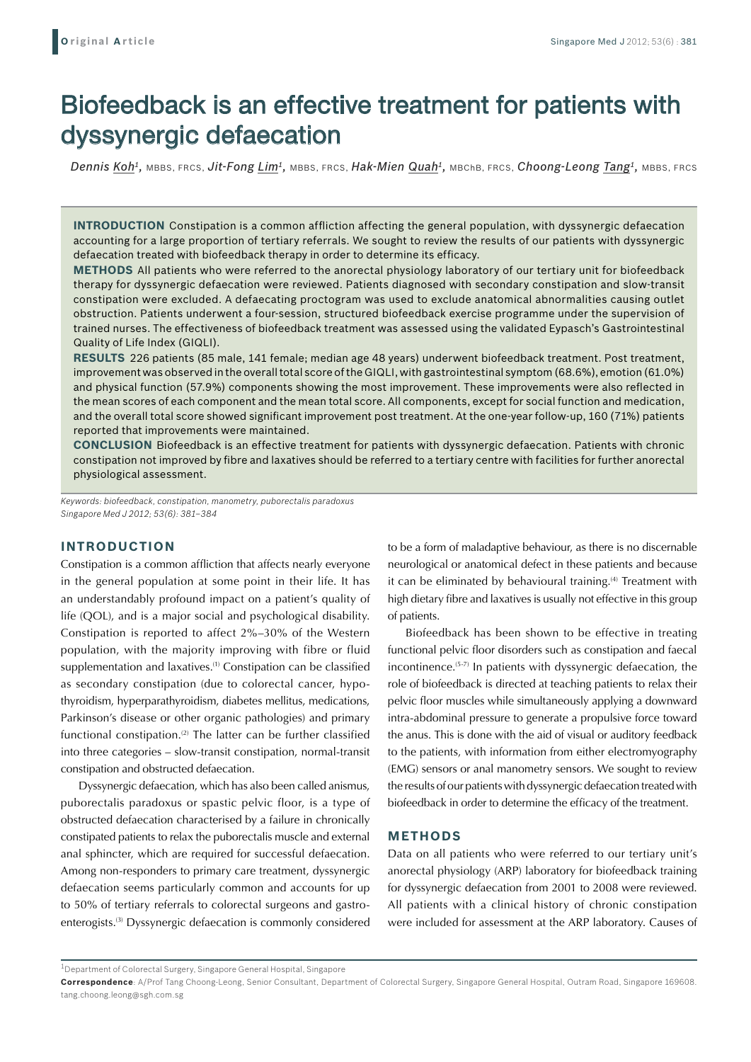**Original Article**

# Biofeedback is an effective treatment for patients with dyssynergic defaecation

*Dennis Koh*[1], MBBS, FRCS, *Jit-Fong Lim*[1], MBBS, FRCS, *Hak-Mien Quah*[1], MBChB, FRCS, *Choong-Leong Tang*[1], MBBS, FRCS

**INTRODUCTION** Constipation is a common affliction affecting the general population, with dyssynergic defaecation accounting for a large proportion of tertiary referrals. We sought to review the results of our patients with dyssynergic defaecation treated with biofeedback therapy in order to determine its efficacy.

**METHODS** All patients who were referred to the anorectal physiology laboratory of our tertiary unit for biofeedback therapy for dyssynergic defaecation were reviewed. Patients diagnosed with secondary constipation and slow-transit constipation were excluded. A defaecating proctogram was used to exclude anatomical abnormalities causing outlet obstruction. Patients underwent a four-session, structured biofeedback exercise programme under the supervision of trained nurses. The effectiveness of biofeedback treatment was assessed using the validated Eypasch's Gastrointestinal Quality of Life Index (GIQLI).

**RESULTS** 226 patients (85 male, 141 female; median age 48 years) underwent biofeedback treatment. Post treatment, improvement was observed in the overall total score of the GIQLI, with gastrointestinal symptom (68.6%), emotion (61.0%) and physical function (57.9%) components showing the most improvement. These improvements were also reflected in the mean scores of each component and the mean total score. All components, except for social function and medication, and the overall total score showed significant improvement post treatment. At the one-year follow-up, 160 (71%) patients reported that improvements were maintained.

**CONCLUSION** Biofeedback is an effective treatment for patients with dyssynergic defaecation. Patients with chronic constipation not improved by fibre and laxatives should be referred to a tertiary centre with facilities for further anorectal physiological assessment.

*Keywords: biofeedback, constipation, manometry, puborectalis paradoxus*
*Singapore Med J 2012; 53(6): 381–384*

## INTRODUCTION

Constipation is a common affliction that affects nearly everyone in the general population at some point in their life. It has an understandably profound impact on a patient's quality of life (QOL), and is a major social and psychological disability. Constipation is reported to affect 2%–30% of the Western population, with the majority improving with fibre or fluid supplementation and laxatives.[1] Constipation can be classified as secondary constipation (due to colorectal cancer, hypothyroidism, hyperparathyroidism, diabetes mellitus, medications, Parkinson's disease or other organic pathologies) and primary functional constipation.[2] The latter can be further classified into three categories – slow-transit constipation, normal-transit constipation and obstructed defaecation.

Dyssynergic defaecation, which has also been called anismus, puborectalis paradoxus or spastic pelvic floor, is a type of obstructed defaecation characterised by a failure in chronically constipated patients to relax the puborectalis muscle and external anal sphincter, which are required for successful defaecation. Among non-responders to primary care treatment, dyssynergic defaecation seems particularly common and accounts for up to 50% of tertiary referrals to colorectal surgeons and gastroenterologists.[3] Dyssynergic defaecation is commonly considered to be a form of maladaptive behaviour, as there is no discernable neurological or anatomical defect in these patients and because it can be eliminated by behavioural training.[4] Treatment with high dietary fibre and laxatives is usually not effective in this group of patients.

Biofeedback has been shown to be effective in treating functional pelvic floor disorders such as constipation and faecal incontinence.[5-7] In patients with dyssynergic defaecation, the role of biofeedback is directed at teaching patients to relax their pelvic floor muscles while simultaneously applying a downward intra-abdominal pressure to generate a propulsive force toward the anus. This is done with the aid of visual or auditory feedback to the patients, with information from either electromyography (EMG) sensors or anal manometry sensors. We sought to review the results of our patients with dyssynergic defaecation treated with biofeedback in order to determine the efficacy of the treatment.

## METHODS

Data on all patients who were referred to our tertiary unit's anorectal physiology (ARP) laboratory for biofeedback training for dyssynergic defaecation from 2001 to 2008 were reviewed. All patients with a clinical history of chronic constipation were included for assessment at the ARP laboratory. Causes of

[1]Department of Colorectal Surgery, Singapore General Hospital, Singapore

**Correspondence**: A/Prof Tang Choong-Leong, Senior Consultant, Department of Colorectal Surgery, Singapore General Hospital, Outram Road, Singapore 169608. tang.choong.leong@sgh.com.sg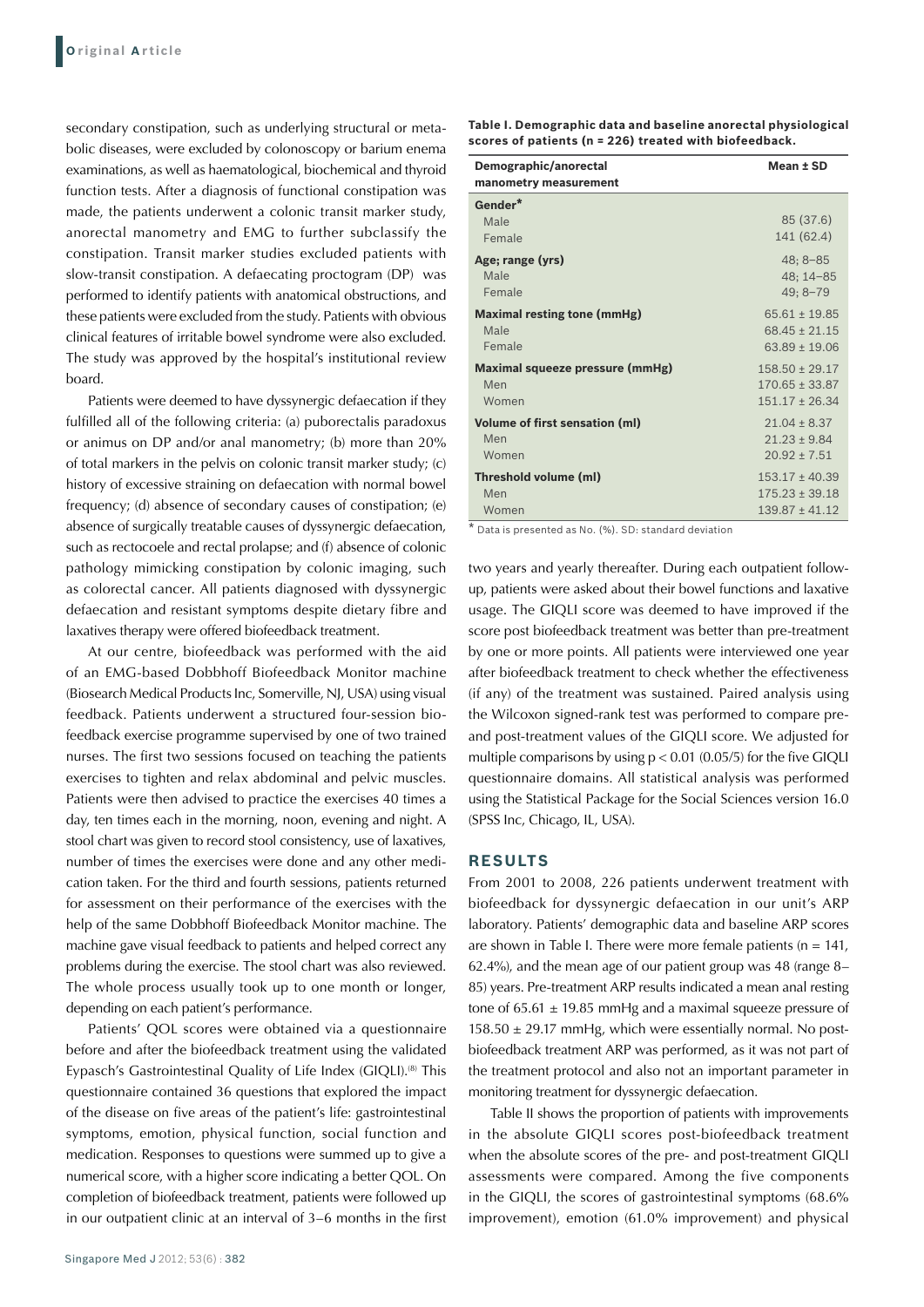secondary constipation, such as underlying structural or metabolic diseases, were excluded by colonoscopy or barium enema examinations, as well as haematological, biochemical and thyroid function tests. After a diagnosis of functional constipation was made, the patients underwent a colonic transit marker study, anorectal manometry and EMG to further subclassify the constipation. Transit marker studies excluded patients with slow-transit constipation. A defaecating proctogram (DP) was performed to identify patients with anatomical obstructions, and these patients were excluded from the study. Patients with obvious clinical features of irritable bowel syndrome were also excluded. The study was approved by the hospital's institutional review board.

Patients were deemed to have dyssynergic defaecation if they fulfilled all of the following criteria: (a) puborectalis paradoxus or animus on DP and/or anal manometry; (b) more than 20% of total markers in the pelvis on colonic transit marker study; (c) history of excessive straining on defaecation with normal bowel frequency; (d) absence of secondary causes of constipation; (e) absence of surgically treatable causes of dyssynergic defaecation, such as rectocoele and rectal prolapse; and (f) absence of colonic pathology mimicking constipation by colonic imaging, such as colorectal cancer. All patients diagnosed with dyssynergic defaecation and resistant symptoms despite dietary fibre and laxatives therapy were offered biofeedback treatment.

At our centre, biofeedback was performed with the aid of an EMG-based Dobbhoff Biofeedback Monitor machine (Biosearch Medical Products Inc, Somerville, NJ, USA) using visual feedback. Patients underwent a structured four-session biofeedback exercise programme supervised by one of two trained nurses. The first two sessions focused on teaching the patients exercises to tighten and relax abdominal and pelvic muscles. Patients were then advised to practice the exercises 40 times a day, ten times each in the morning, noon, evening and night. A stool chart was given to record stool consistency, use of laxatives, number of times the exercises were done and any other medication taken. For the third and fourth sessions, patients returned for assessment on their performance of the exercises with the help of the same Dobbhoff Biofeedback Monitor machine. The machine gave visual feedback to patients and helped correct any problems during the exercise. The stool chart was also reviewed. The whole process usually took up to one month or longer, depending on each patient's performance.

Patients' QOL scores were obtained via a questionnaire before and after the biofeedback treatment using the validated Eypasch's Gastrointestinal Quality of Life Index (GIQLI).[8] This questionnaire contained 36 questions that explored the impact of the disease on five areas of the patient's life: gastrointestinal symptoms, emotion, physical function, social function and medication. Responses to questions were summed up to give a numerical score, with a higher score indicating a better QOL. On completion of biofeedback treatment, patients were followed up in our outpatient clinic at an interval of 3–6 months in the first two years and yearly thereafter. During each outpatient follow-up, patients were asked about their bowel functions and laxative usage. The GIQLI score was deemed to have improved if the score post biofeedback treatment was better than pre-treatment by one or more points. All patients were interviewed one year after biofeedback treatment to check whether the effectiveness (if any) of the treatment was sustained. Paired analysis using the Wilcoxon signed-rank test was performed to compare pre- and post-treatment values of the GIQLI score. We adjusted for multiple comparisons by using $p < 0.01$ (0.05/5) for the five GIQLI questionnaire domains. All statistical analysis was performed using the Statistical Package for the Social Sciences version 16.0 (SPSS Inc, Chicago, IL, USA).

**Table I. Demographic data and baseline anorectal physiological scores of patients (n = 226) treated with biofeedback.**

| Demographic/anorectal manometry measurement | Mean ± SD |
|---|---|
| **Gender*** | |
| Male | 85 (37.6) |
| Female | 141 (62.4) |
| **Age; range (yrs)** | 48; 8–85 |
| Male | 48; 14–85 |
| Female | 49; 8–79 |
| **Maximal resting tone (mmHg)** | 65.61 ± 19.85 |
| Male | 68.45 ± 21.15 |
| Female | 63.89 ± 19.06 |
| **Maximal squeeze pressure (mmHg)** | 158.50 ± 29.17 |
| Men | 170.65 ± 33.87 |
| Women | 151.17 ± 26.34 |
| **Volume of first sensation (ml)** | 21.04 ± 8.37 |
| Men | 21.23 ± 9.84 |
| Women | 20.92 ± 7.51 |
| **Threshold volume (ml)** | 153.17 ± 40.39 |
| Men | 175.23 ± 39.18 |
| Women | 139.87 ± 41.12 |

\* Data is presented as No. (%). SD: standard deviation

## RESULTS

From 2001 to 2008, 226 patients underwent treatment with biofeedback for dyssynergic defaecation in our unit's ARP laboratory. Patients' demographic data and baseline ARP scores are shown in Table I. There were more female patients (n = 141, 62.4%), and the mean age of our patient group was 48 (range 8–85) years. Pre-treatment ARP results indicated a mean anal resting tone of 65.61 ± 19.85 mmHg and a maximal squeeze pressure of 158.50 ± 29.17 mmHg, which were essentially normal. No post-biofeedback treatment ARP was performed, as it was not part of the treatment protocol and also not an important parameter in monitoring treatment for dyssynergic defaecation.

Table II shows the proportion of patients with improvements in the absolute GIQLI scores post-biofeedback treatment when the absolute scores of the pre- and post-treatment GIQLI assessments were compared. Among the five components in the GIQLI, the scores of gastrointestinal symptoms (68.6% improvement), emotion (61.0% improvement) and physical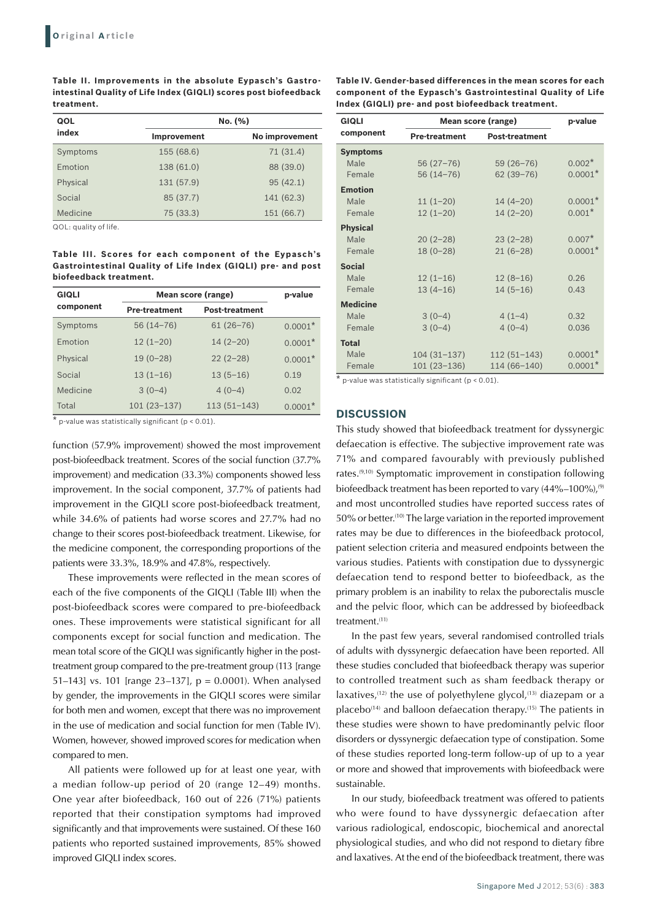**Table II. Improvements in the absolute Eypasch's Gastrointestinal Quality of Life Index (GIQLI) scores post biofeedback treatment.**

| QOL index | No. (%) | |
|---|---|---|
| | Improvement | No improvement |
| Symptoms | 155 (68.6) | 71 (31.4) |
| Emotion | 138 (61.0) | 88 (39.0) |
| Physical | 131 (57.9) | 95 (42.1) |
| Social | 85 (37.7) | 141 (62.3) |
| Medicine | 75 (33.3) | 151 (66.7) |

QOL: quality of life.

**Table III. Scores for each component of the Eypasch's Gastrointestinal Quality of Life Index (GIQLI) pre- and post biofeedback treatment.**

| GIQLI component | Mean score (range) | | p-value |
|---|---|---|---|
| | Pre-treatment | Post-treatment | |
| Symptoms | 56 (14–76) | 61 (26–76) | 0.0001* |
| Emotion | 12 (1–20) | 14 (2–20) | 0.0001* |
| Physical | 19 (0–28) | 22 (2–28) | 0.0001* |
| Social | 13 (1–16) | 13 (5–16) | 0.19 |
| Medicine | 3 (0–4) | 4 (0–4) | 0.02 |
| Total | 101 (23–137) | 113 (51–143) | 0.0001* |

* p-value was statistically significant ($p < 0.01$).

function (57.9% improvement) showed the most improvement post-biofeedback treatment. Scores of the social function (37.7% improvement) and medication (33.3%) components showed less improvement. In the social component, 37.7% of patients had improvement in the GIQLI score post-biofeedback treatment, while 34.6% of patients had worse scores and 27.7% had no change to their scores post-biofeedback treatment. Likewise, for the medicine component, the corresponding proportions of the patients were 33.3%, 18.9% and 47.8%, respectively.

These improvements were reflected in the mean scores of each of the five components of the GIQLI (Table III) when the post-biofeedback scores were compared to pre-biofeedback ones. These improvements were statistical significant for all components except for social function and medication. The mean total score of the GIQLI was significantly higher in the post-treatment group compared to the pre-treatment group (113 [range 51–143] vs. 101 [range 23–137], p = 0.0001). When analysed by gender, the improvements in the GIQLI scores were similar for both men and women, except that there was no improvement in the use of medication and social function for men (Table IV). Women, however, showed improved scores for medication when compared to men.

All patients were followed up for at least one year, with a median follow-up period of 20 (range 12–49) months. One year after biofeedback, 160 out of 226 (71%) patients reported that their constipation symptoms had improved significantly and that improvements were sustained. Of these 160 patients who reported sustained improvements, 85% showed improved GIQLI index scores.

**Table IV. Gender-based differences in the mean scores for each component of the Eypasch's Gastrointestinal Quality of Life Index (GIQLI) pre- and post biofeedback treatment.**

| GIQLI component | Mean score (range) | | p-value |
|---|---|---|---|
| | Pre-treatment | Post-treatment | |
| **Symptoms** | | | |
| Male | 56 (27–76) | 59 (26–76) | 0.002* |
| Female | 56 (14–76) | 62 (39–76) | 0.0001* |
| **Emotion** | | | |
| Male | 11 (1–20) | 14 (4–20) | 0.0001* |
| Female | 12 (1–20) | 14 (2–20) | 0.001* |
| **Physical** | | | |
| Male | 20 (2–28) | 23 (2–28) | 0.007* |
| Female | 18 (0–28) | 21 (6–28) | 0.0001* |
| **Social** | | | |
| Male | 12 (1–16) | 12 (8–16) | 0.26 |
| Female | 13 (4–16) | 14 (5–16) | 0.43 |
| **Medicine** | | | |
| Male | 3 (0–4) | 4 (1–4) | 0.32 |
| Female | 3 (0–4) | 4 (0–4) | 0.036 |
| **Total** | | | |
| Male | 104 (31–137) | 112 (51–143) | 0.0001* |
| Female | 101 (23–136) | 114 (66–140) | 0.0001* |

* p-value was statistically significant ($p < 0.01$).

## DISCUSSION

This study showed that biofeedback treatment for dyssynergic defaecation is effective. The subjective improvement rate was 71% and compared favourably with previously published rates.[9,10] Symptomatic improvement in constipation following biofeedback treatment has been reported to vary (44%–100%),[9] and most uncontrolled studies have reported success rates of 50% or better.[10] The large variation in the reported improvement rates may be due to differences in the biofeedback protocol, patient selection criteria and measured endpoints between the various studies. Patients with constipation due to dyssynergic defaecation tend to respond better to biofeedback, as the primary problem is an inability to relax the puborectalis muscle and the pelvic floor, which can be addressed by biofeedback treatment.[11]

In the past few years, several randomised controlled trials of adults with dyssynergic defaecation have been reported. All these studies concluded that biofeedback therapy was superior to controlled treatment such as sham feedback therapy or laxatives,[12] the use of polyethylene glycol,[13] diazepam or a placebo[14] and balloon defaecation therapy.[15] The patients in these studies were shown to have predominantly pelvic floor disorders or dyssynergic defaecation type of constipation. Some of these studies reported long-term follow-up of up to a year or more and showed that improvements with biofeedback were sustainable.

In our study, biofeedback treatment was offered to patients who were found to have dyssynergic defaecation after various radiological, endoscopic, biochemical and anorectal physiological studies, and who did not respond to dietary fibre and laxatives. At the end of the biofeedback treatment, there was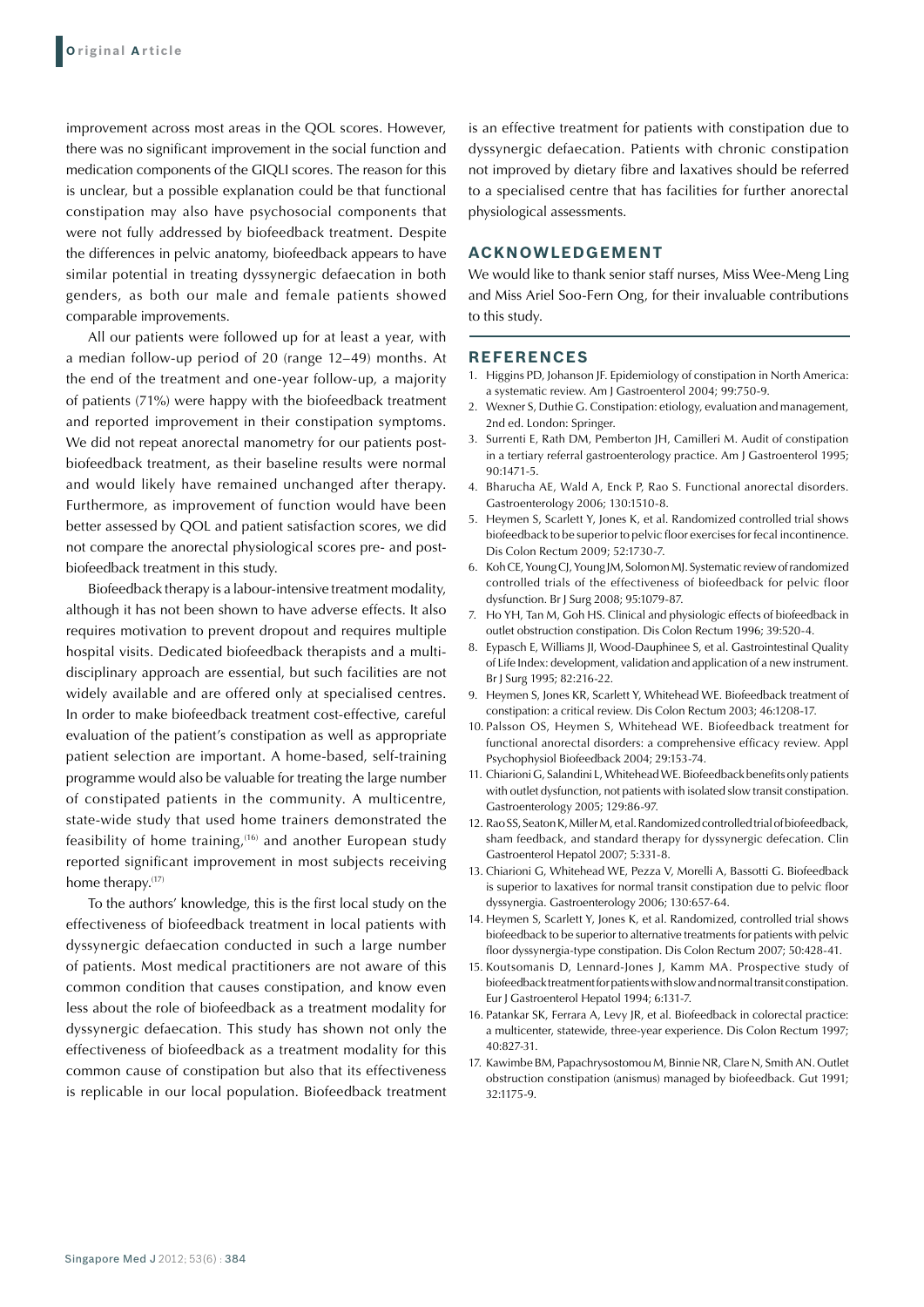improvement across most areas in the QOL scores. However, there was no significant improvement in the social function and medication components of the GIQLI scores. The reason for this is unclear, but a possible explanation could be that functional constipation may also have psychosocial components that were not fully addressed by biofeedback treatment. Despite the differences in pelvic anatomy, biofeedback appears to have similar potential in treating dyssynergic defaecation in both genders, as both our male and female patients showed comparable improvements.

All our patients were followed up for at least a year, with a median follow-up period of 20 (range 12–49) months. At the end of the treatment and one-year follow-up, a majority of patients (71%) were happy with the biofeedback treatment and reported improvement in their constipation symptoms. We did not repeat anorectal manometry for our patients post-biofeedback treatment, as their baseline results were normal and would likely have remained unchanged after therapy. Furthermore, as improvement of function would have been better assessed by QOL and patient satisfaction scores, we did not compare the anorectal physiological scores pre- and post-biofeedback treatment in this study.

Biofeedback therapy is a labour-intensive treatment modality, although it has not been shown to have adverse effects. It also requires motivation to prevent dropout and requires multiple hospital visits. Dedicated biofeedback therapists and a multi-disciplinary approach are essential, but such facilities are not widely available and are offered only at specialised centres. In order to make biofeedback treatment cost-effective, careful evaluation of the patient's constipation as well as appropriate patient selection are important. A home-based, self-training programme would also be valuable for treating the large number of constipated patients in the community. A multicentre, state-wide study that used home trainers demonstrated the feasibility of home training,[16] and another European study reported significant improvement in most subjects receiving home therapy.[17]

To the authors' knowledge, this is the first local study on the effectiveness of biofeedback treatment in local patients with dyssynergic defaecation conducted in such a large number of patients. Most medical practitioners are not aware of this common condition that causes constipation, and know even less about the role of biofeedback as a treatment modality for dyssynergic defaecation. This study has shown not only the effectiveness of biofeedback as a treatment modality for this common cause of constipation but also that its effectiveness is replicable in our local population. Biofeedback treatment is an effective treatment for patients with constipation due to dyssynergic defaecation. Patients with chronic constipation not improved by dietary fibre and laxatives should be referred to a specialised centre that has facilities for further anorectal physiological assessments.

## ACKNOWLEDGEMENT

We would like to thank senior staff nurses, Miss Wee-Meng Ling and Miss Ariel Soo-Fern Ong, for their invaluable contributions to this study.

## REFERENCES

1. Higgins PD, Johanson JF. Epidemiology of constipation in North America: a systematic review. Am J Gastroenterol 2004; 99:750-9.
2. Wexner S, Duthie G. Constipation: etiology, evaluation and management, 2nd ed. London: Springer.
3. Surrenti E, Rath DM, Pemberton JH, Camilleri M. Audit of constipation in a tertiary referral gastroenterology practice. Am J Gastroenterol 1995; 90:1471-5.
4. Bharucha AE, Wald A, Enck P, Rao S. Functional anorectal disorders. Gastroenterology 2006; 130:1510-8.
5. Heymen S, Scarlett Y, Jones K, et al. Randomized controlled trial shows biofeedback to be superior to pelvic floor exercises for fecal incontinence. Dis Colon Rectum 2009; 52:1730-7.
6. Koh CE, Young CJ, Young JM, Solomon MJ. Systematic review of randomized controlled trials of the effectiveness of biofeedback for pelvic floor dysfunction. Br J Surg 2008; 95:1079-87.
7. Ho YH, Tan M, Goh HS. Clinical and physiologic effects of biofeedback in outlet obstruction constipation. Dis Colon Rectum 1996; 39:520-4.
8. Eypasch E, Williams JI, Wood-Dauphinee S, et al. Gastrointestinal Quality of Life Index: development, validation and application of a new instrument. Br J Surg 1995; 82:216-22.
9. Heymen S, Jones KR, Scarlett Y, Whitehead WE. Biofeedback treatment of constipation: a critical review. Dis Colon Rectum 2003; 46:1208-17.
10. Palsson OS, Heymen S, Whitehead WE. Biofeedback treatment for functional anorectal disorders: a comprehensive efficacy review. Appl Psychophysiol Biofeedback 2004; 29:153-74.
11. Chiarioni G, Salandini L, Whitehead WE. Biofeedback benefits only patients with outlet dysfunction, not patients with isolated slow transit constipation. Gastroenterology 2005; 129:86-97.
12. Rao SS, Seaton K, Miller M, et al. Randomized controlled trial of biofeedback, sham feedback, and standard therapy for dyssynergic defecation. Clin Gastroenterol Hepatol 2007; 5:331-8.
13. Chiarioni G, Whitehead WE, Pezza V, Morelli A, Bassotti G. Biofeedback is superior to laxatives for normal transit constipation due to pelvic floor dyssynergia. Gastroenterology 2006; 130:657-64.
14. Heymen S, Scarlett Y, Jones K, et al. Randomized, controlled trial shows biofeedback to be superior to alternative treatments for patients with pelvic floor dyssynergia-type constipation. Dis Colon Rectum 2007; 50:428-41.
15. Koutsomanis D, Lennard-Jones J, Kamm MA. Prospective study of biofeedback treatment for patients with slow and normal transit constipation. Eur J Gastroenterol Hepatol 1994; 6:131-7.
16. Patankar SK, Ferrara A, Levy JR, et al. Biofeedback in colorectal practice: a multicenter, statewide, three-year experience. Dis Colon Rectum 1997; 40:827-31.
17. Kawimbe BM, Papachrysostomou M, Binnie NR, Clare N, Smith AN. Outlet obstruction constipation (anismus) managed by biofeedback. Gut 1991; 32:1175-9.